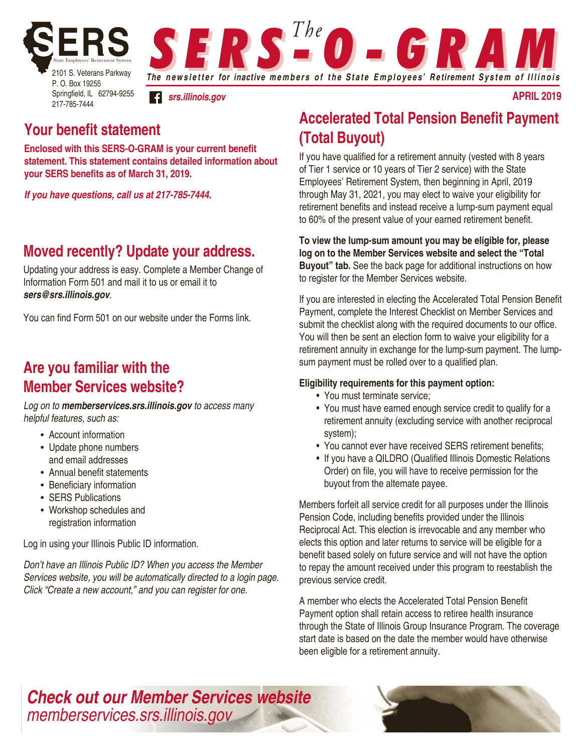SERS
State Employees' Retirement System
2101 S. Veterans Parkway
P. O. Box 19255
Springfield, IL 62794-9255
217-785-7444

# The SERS-O-GRAM

*The newsletter for inactive members of the State Employees' Retirement System of Illinois*

*srs.illinois.gov*

**APRIL 2019**

## Your benefit statement

**Enclosed with this SERS-O-GRAM is your current benefit statement. This statement contains detailed information about your SERS benefits as of March 31, 2019.**

***If you have questions, call us at 217-785-7444.***

## Moved recently? Update your address.

Updating your address is easy. Complete a Member Change of Information Form 501 and mail it to us or email it to ***sers@srs.illinois.gov***.

You can find Form 501 on our website under the Forms link.

## Are you familiar with the Member Services website?

*Log on to **memberservices.srs.illinois.gov** to access many helpful features, such as:*

- Account information
- Update phone numbers and email addresses
- Annual benefit statements
- Beneficiary information
- SERS Publications
- Workshop schedules and registration information

Log in using your Illinois Public ID information.

*Don't have an Illinois Public ID? When you access the Member Services website, you will be automatically directed to a login page. Click "Create a new account," and you can register for one.*

## Accelerated Total Pension Benefit Payment (Total Buyout)

If you have qualified for a retirement annuity (vested with 8 years of Tier 1 service or 10 years of Tier 2 service) with the State Employees' Retirement System, then beginning in April, 2019 through May 31, 2021, you may elect to waive your eligibility for retirement benefits and instead receive a lump-sum payment equal to 60% of the present value of your earned retirement benefit.

**To view the lump-sum amount you may be eligible for, please log on to the Member Services website and select the "Total Buyout" tab.** See the back page for additional instructions on how to register for the Member Services website.

If you are interested in electing the Accelerated Total Pension Benefit Payment, complete the Interest Checklist on Member Services and submit the checklist along with the required documents to our office. You will then be sent an election form to waive your eligibility for a retirement annuity in exchange for the lump-sum payment. The lump-sum payment must be rolled over to a qualified plan.

**Eligibility requirements for this payment option:**

- You must terminate service;
- You must have earned enough service credit to qualify for a retirement annuity (excluding service with another reciprocal system);
- You cannot ever have received SERS retirement benefits;
- If you have a QILDRO (Qualified Illinois Domestic Relations Order) on file, you will have to receive permission for the buyout from the alternate payee.

Members forfeit all service credit for all purposes under the Illinois Pension Code, including benefits provided under the Illinois Reciprocal Act. This election is irrevocable and any member who elects this option and later returns to service will be eligible for a benefit based solely on future service and will not have the option to repay the amount received under this program to reestablish the previous service credit.

A member who elects the Accelerated Total Pension Benefit Payment option shall retain access to retiree health insurance through the State of Illinois Group Insurance Program. The coverage start date is based on the date the member would have otherwise been eligible for a retirement annuity.

***Check out our Member Services website***
*memberservices.srs.illinois.gov*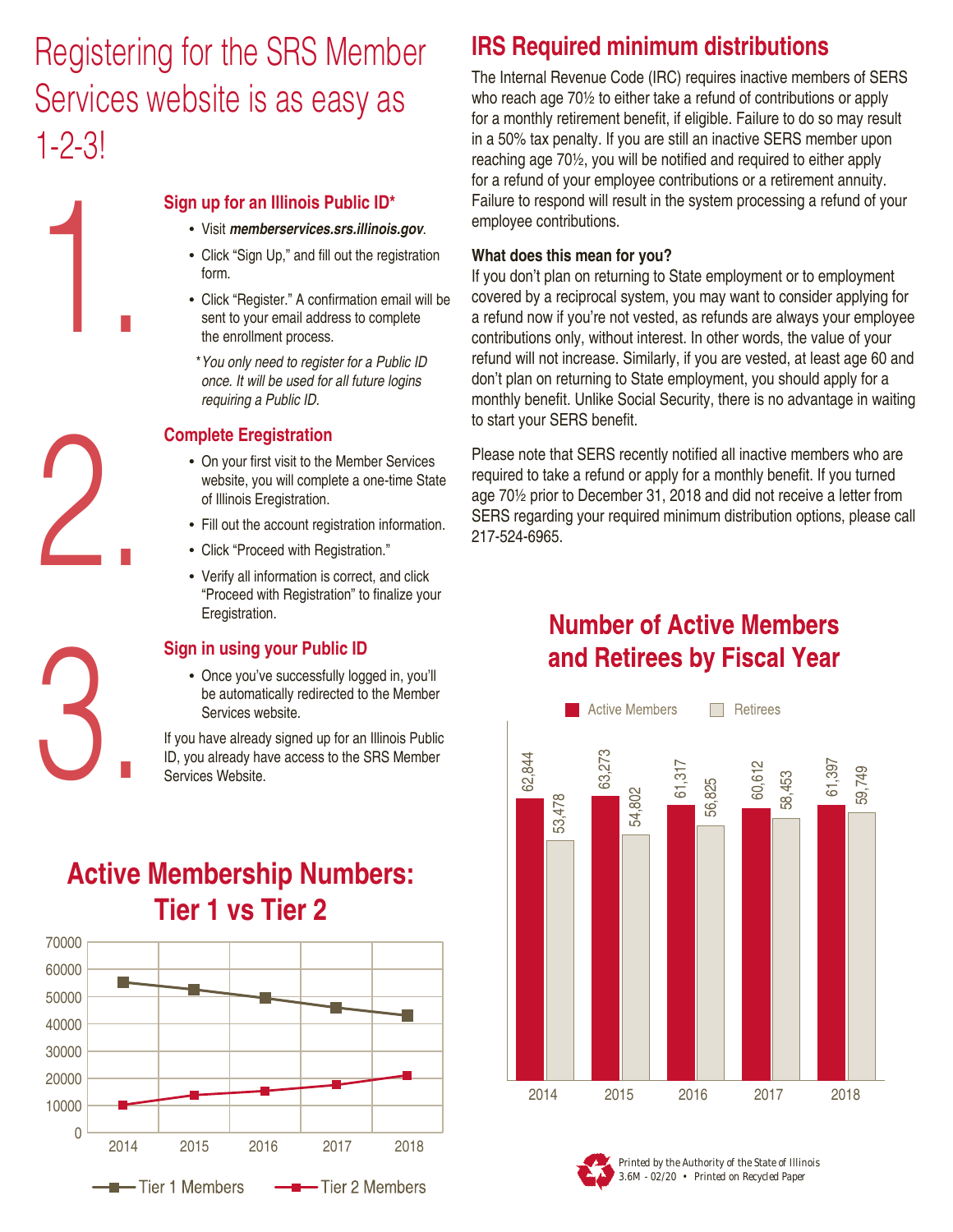# Registering for the SRS Member Services website is as easy as 1-2-3!

1.

### Sign up for an Illinois Public ID*

- Visit ***memberservices.srs.illinois.gov***.
- Click "Sign Up," and fill out the registration form.
- Click "Register." A confirmation email will be sent to your email address to complete the enrollment process.

**You only need to register for a Public ID once. It will be used for all future logins requiring a Public ID.*

2.

### Complete Eregistration

- On your first visit to the Member Services website, you will complete a one-time State of Illinois Eregistration.
- Fill out the account registration information.
- Click "Proceed with Registration."
- Verify all information is correct, and click "Proceed with Registration" to finalize your Eregistration.

3.

### Sign in using your Public ID

- Once you've successfully logged in, you'll be automatically redirected to the Member Services website.

If you have already signed up for an Illinois Public ID, you already have access to the SRS Member Services Website.

## Active Membership Numbers: Tier 1 vs Tier 2

70000
60000
50000
40000
30000
20000
10000
0
2014 2015 2016 2017 2018
Tier 1 Members
Tier 2 Members

## IRS Required minimum distributions

The Internal Revenue Code (IRC) requires inactive members of SERS who reach age 70½ to either take a refund of contributions or apply for a monthly retirement benefit, if eligible. Failure to do so may result in a 50% tax penalty. If you are still an inactive SERS member upon reaching age 70½, you will be notified and required to either apply for a refund of your employee contributions or a retirement annuity. Failure to respond will result in the system processing a refund of your employee contributions.

**What does this mean for you?**

If you don't plan on returning to State employment or to employment covered by a reciprocal system, you may want to consider applying for a refund now if you're not vested, as refunds are always your employee contributions only, without interest. In other words, the value of your refund will not increase. Similarly, if you are vested, at least age 60 and don't plan on returning to State employment, you should apply for a monthly benefit. Unlike Social Security, there is no advantage in waiting to start your SERS benefit.

Please note that SERS recently notified all inactive members who are required to take a refund or apply for a monthly benefit. If you turned age 70½ prior to December 31, 2018 and did not receive a letter from SERS regarding your required minimum distribution options, please call 217-524-6965.

## Number of Active Members and Retirees by Fiscal Year

Active Members
Retirees
2014: 62,844 53,478
2015: 63,273 54,802
2016: 61,317 56,825
2017: 60,612 58,453
2018: 61,397 59,749

Printed by the Authority of the State of Illinois
3.6M - 02/20 • Printed on Recycled Paper